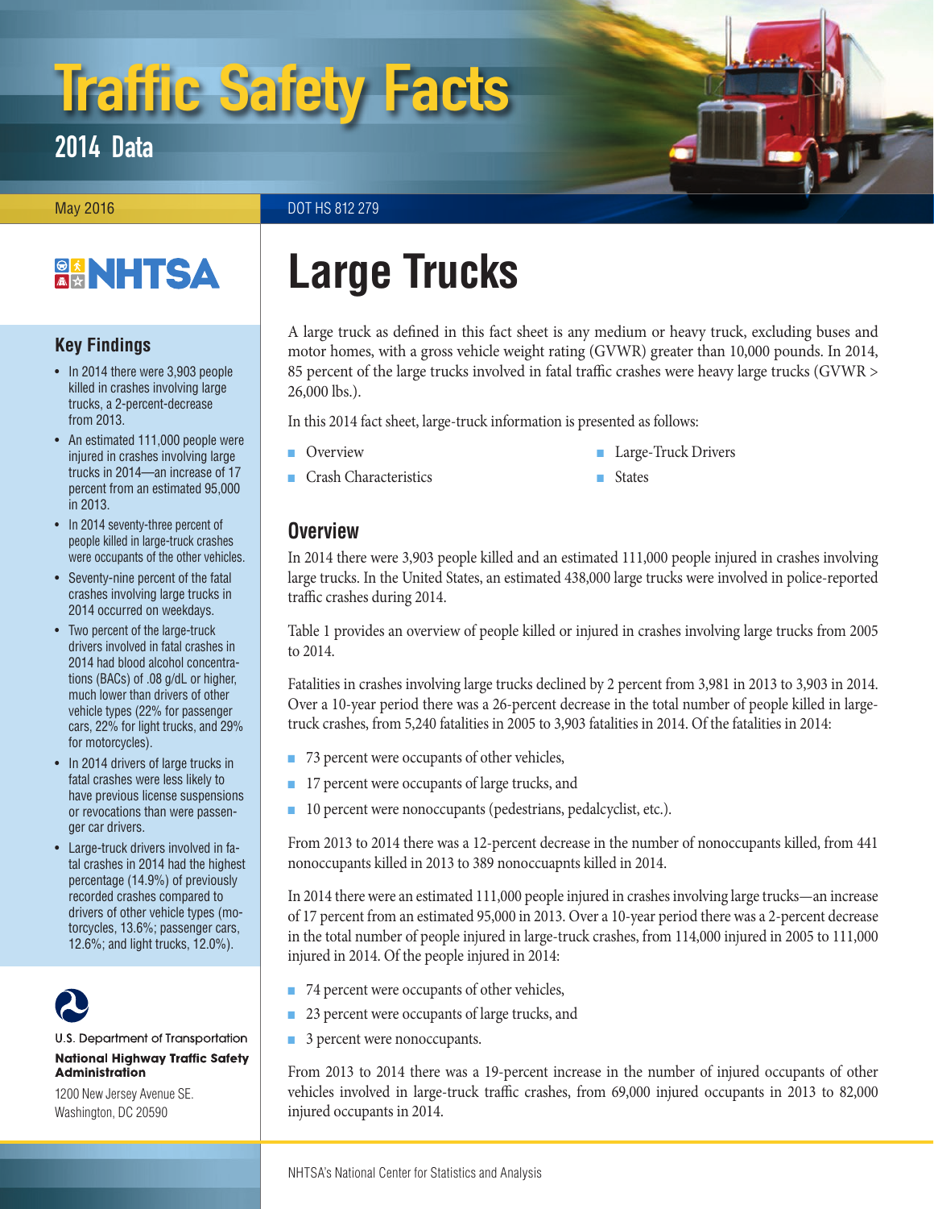# Traffic Safety Facts

## 2014 Data

May 2016

DOT HS 812 279

NHTSA

## Key Findings

- In 2014 there were 3,903 people killed in crashes involving large trucks, a 2-percent-decrease from 2013.
- An estimated 111,000 people were injured in crashes involving large trucks in 2014—an increase of 17 percent from an estimated 95,000 in 2013.
- In 2014 seventy-three percent of people killed in large-truck crashes were occupants of the other vehicles.
- Seventy-nine percent of the fatal crashes involving large trucks in 2014 occurred on weekdays.
- Two percent of the large-truck drivers involved in fatal crashes in 2014 had blood alcohol concentrations (BACs) of .08 g/dL or higher, much lower than drivers of other vehicle types (22% for passenger cars, 22% for light trucks, and 29% for motorcycles).
- In 2014 drivers of large trucks in fatal crashes were less likely to have previous license suspensions or revocations than were passenger car drivers.
- Large-truck drivers involved in fatal crashes in 2014 had the highest percentage (14.9%) of previously recorded crashes compared to drivers of other vehicle types (motorcycles, 13.6%; passenger cars, 12.6%; and light trucks, 12.0%).

U.S. Department of Transportation
**National Highway Traffic Safety Administration**
1200 New Jersey Avenue SE.
Washington, DC 20590

# Large Trucks

A large truck as defined in this fact sheet is any medium or heavy truck, excluding buses and motor homes, with a gross vehicle weight rating (GVWR) greater than 10,000 pounds. In 2014, 85 percent of the large trucks involved in fatal traffic crashes were heavy large trucks (GVWR > 26,000 lbs.).

In this 2014 fact sheet, large-truck information is presented as follows:

- Overview
- Crash Characteristics
- Large-Truck Drivers
- States

## Overview

In 2014 there were 3,903 people killed and an estimated 111,000 people injured in crashes involving large trucks. In the United States, an estimated 438,000 large trucks were involved in police-reported traffic crashes during 2014.

Table 1 provides an overview of people killed or injured in crashes involving large trucks from 2005 to 2014.

Fatalities in crashes involving large trucks declined by 2 percent from 3,981 in 2013 to 3,903 in 2014. Over a 10-year period there was a 26-percent decrease in the total number of people killed in large-truck crashes, from 5,240 fatalities in 2005 to 3,903 fatalities in 2014. Of the fatalities in 2014:

- 73 percent were occupants of other vehicles,
- 17 percent were occupants of large trucks, and
- 10 percent were nonoccupants (pedestrians, pedalcyclist, etc.).

From 2013 to 2014 there was a 12-percent decrease in the number of nonoccupants killed, from 441 nonoccupants killed in 2013 to 389 nonoccuapnts killed in 2014.

In 2014 there were an estimated 111,000 people injured in crashes involving large trucks—an increase of 17 percent from an estimated 95,000 in 2013. Over a 10-year period there was a 2-percent decrease in the total number of people injured in large-truck crashes, from 114,000 injured in 2005 to 111,000 injured in 2014. Of the people injured in 2014:

- 74 percent were occupants of other vehicles,
- 23 percent were occupants of large trucks, and
- 3 percent were nonoccupants.

From 2013 to 2014 there was a 19-percent increase in the number of injured occupants of other vehicles involved in large-truck traffic crashes, from 69,000 injured occupants in 2013 to 82,000 injured occupants in 2014.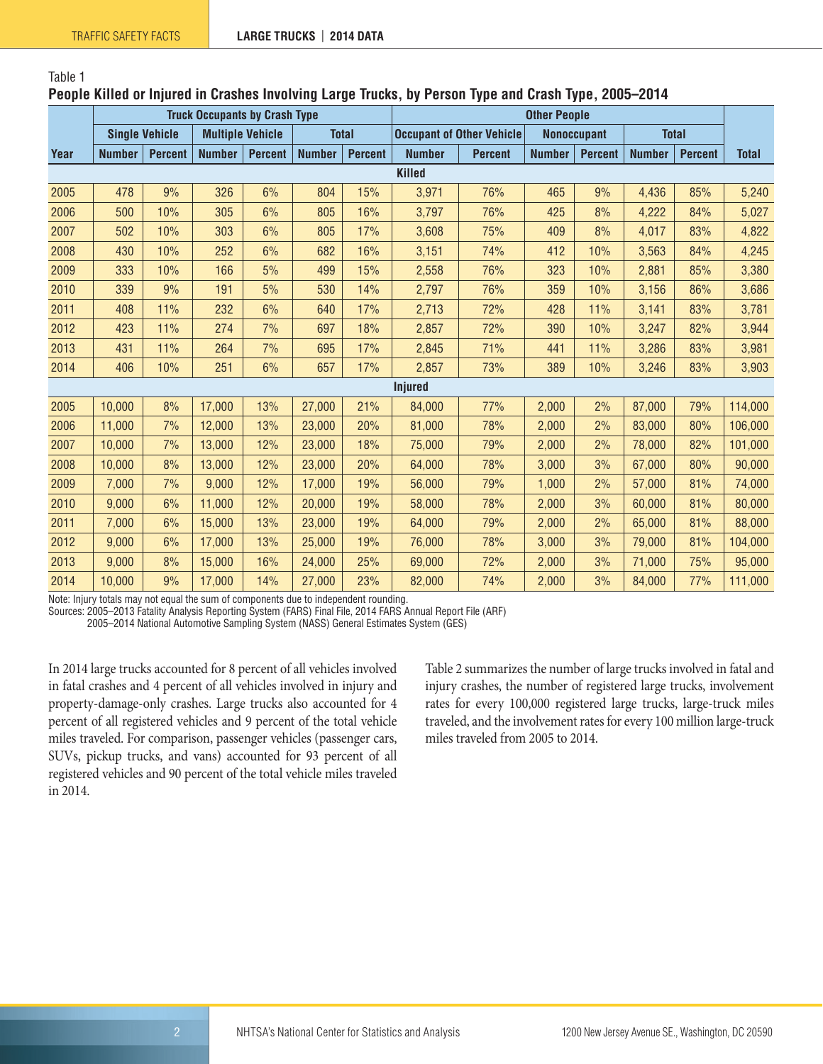Table 1

**People Killed or Injured in Crashes Involving Large Trucks, by Person Type and Crash Type, 2005–2014**

| | Truck Occupants by Crash Type | | | | | | Other People | | | | | | |
|---|---|---|---|---|---|---|---|---|---|---|---|---|---|
| | Single Vehicle | | Multiple Vehicle | | Total | | Occupant of Other Vehicle | | Nonoccupant | | Total | | |
| Year | Number | Percent | Number | Percent | Number | Percent | Number | Percent | Number | Percent | Number | Percent | Total |
| **Killed** | | | | | | | | | | | | | |
| 2005 | 478 | 9% | 326 | 6% | 804 | 15% | 3,971 | 76% | 465 | 9% | 4,436 | 85% | 5,240 |
| 2006 | 500 | 10% | 305 | 6% | 805 | 16% | 3,797 | 76% | 425 | 8% | 4,222 | 84% | 5,027 |
| 2007 | 502 | 10% | 303 | 6% | 805 | 17% | 3,608 | 75% | 409 | 8% | 4,017 | 83% | 4,822 |
| 2008 | 430 | 10% | 252 | 6% | 682 | 16% | 3,151 | 74% | 412 | 10% | 3,563 | 84% | 4,245 |
| 2009 | 333 | 10% | 166 | 5% | 499 | 15% | 2,558 | 76% | 323 | 10% | 2,881 | 85% | 3,380 |
| 2010 | 339 | 9% | 191 | 5% | 530 | 14% | 2,797 | 76% | 359 | 10% | 3,156 | 86% | 3,686 |
| 2011 | 408 | 11% | 232 | 6% | 640 | 17% | 2,713 | 72% | 428 | 11% | 3,141 | 83% | 3,781 |
| 2012 | 423 | 11% | 274 | 7% | 697 | 18% | 2,857 | 72% | 390 | 10% | 3,247 | 82% | 3,944 |
| 2013 | 431 | 11% | 264 | 7% | 695 | 17% | 2,845 | 71% | 441 | 11% | 3,286 | 83% | 3,981 |
| 2014 | 406 | 10% | 251 | 6% | 657 | 17% | 2,857 | 73% | 389 | 10% | 3,246 | 83% | 3,903 |
| **Injured** | | | | | | | | | | | | | |
| 2005 | 10,000 | 8% | 17,000 | 13% | 27,000 | 21% | 84,000 | 77% | 2,000 | 2% | 87,000 | 79% | 114,000 |
| 2006 | 11,000 | 7% | 12,000 | 13% | 23,000 | 20% | 81,000 | 78% | 2,000 | 2% | 83,000 | 80% | 106,000 |
| 2007 | 10,000 | 7% | 13,000 | 12% | 23,000 | 18% | 75,000 | 79% | 2,000 | 2% | 78,000 | 82% | 101,000 |
| 2008 | 10,000 | 8% | 13,000 | 12% | 23,000 | 20% | 64,000 | 78% | 3,000 | 3% | 67,000 | 80% | 90,000 |
| 2009 | 7,000 | 7% | 9,000 | 12% | 17,000 | 19% | 56,000 | 79% | 1,000 | 2% | 57,000 | 81% | 74,000 |
| 2010 | 9,000 | 6% | 11,000 | 12% | 20,000 | 19% | 58,000 | 78% | 2,000 | 3% | 60,000 | 81% | 80,000 |
| 2011 | 7,000 | 6% | 15,000 | 13% | 23,000 | 19% | 64,000 | 79% | 2,000 | 2% | 65,000 | 81% | 88,000 |
| 2012 | 9,000 | 6% | 17,000 | 13% | 25,000 | 19% | 76,000 | 78% | 3,000 | 3% | 79,000 | 81% | 104,000 |
| 2013 | 9,000 | 8% | 15,000 | 16% | 24,000 | 25% | 69,000 | 72% | 2,000 | 3% | 71,000 | 75% | 95,000 |
| 2014 | 10,000 | 9% | 17,000 | 14% | 27,000 | 23% | 82,000 | 74% | 2,000 | 3% | 84,000 | 77% | 111,000 |

Note: Injury totals may not equal the sum of components due to independent rounding.
Sources: 2005–2013 Fatality Analysis Reporting System (FARS) Final File, 2014 FARS Annual Report File (ARF)
2005–2014 National Automotive Sampling System (NASS) General Estimates System (GES)

In 2014 large trucks accounted for 8 percent of all vehicles involved in fatal crashes and 4 percent of all vehicles involved in injury and property-damage-only crashes. Large trucks also accounted for 4 percent of all registered vehicles and 9 percent of the total vehicle miles traveled. For comparison, passenger vehicles (passenger cars, SUVs, pickup trucks, and vans) accounted for 93 percent of all registered vehicles and 90 percent of the total vehicle miles traveled in 2014.

Table 2 summarizes the number of large trucks involved in fatal and injury crashes, the number of registered large trucks, involvement rates for every 100,000 registered large trucks, large-truck miles traveled, and the involvement rates for every 100 million large-truck miles traveled from 2005 to 2014.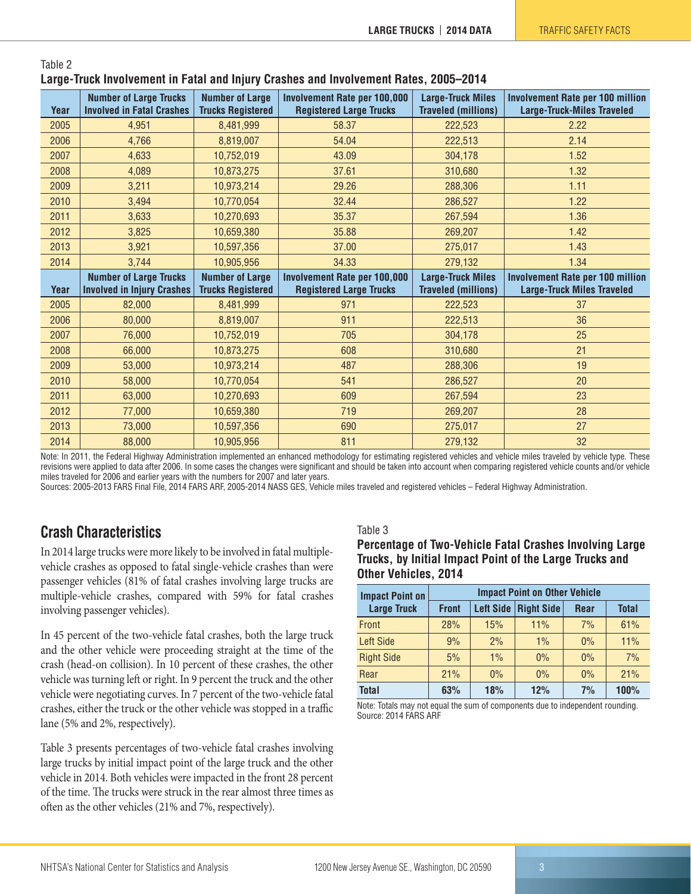Table 2

**Large-Truck Involvement in Fatal and Injury Crashes and Involvement Rates, 2005–2014**

| Year | Number of Large Trucks Involved in Fatal Crashes | Number of Large Trucks Registered | Involvement Rate per 100,000 Registered Large Trucks | Large-Truck Miles Traveled (millions) | Involvement Rate per 100 million Large-Truck-Miles Traveled |
|---|---|---|---|---|---|
| 2005 | 4,951 | 8,481,999 | 58.37 | 222,523 | 2.22 |
| 2006 | 4,766 | 8,819,007 | 54.04 | 222,513 | 2.14 |
| 2007 | 4,633 | 10,752,019 | 43.09 | 304,178 | 1.52 |
| 2008 | 4,089 | 10,873,275 | 37.61 | 310,680 | 1.32 |
| 2009 | 3,211 | 10,973,214 | 29.26 | 288,306 | 1.11 |
| 2010 | 3,494 | 10,770,054 | 32.44 | 286,527 | 1.22 |
| 2011 | 3,633 | 10,270,693 | 35.37 | 267,594 | 1.36 |
| 2012 | 3,825 | 10,659,380 | 35.88 | 269,207 | 1.42 |
| 2013 | 3,921 | 10,597,356 | 37.00 | 275,017 | 1.43 |
| 2014 | 3,744 | 10,905,956 | 34.33 | 279,132 | 1.34 |
| **Year** | **Number of Large Trucks Involved in Injury Crashes** | **Number of Large Trucks Registered** | **Involvement Rate per 100,000 Registered Large Trucks** | **Large-Truck Miles Traveled (millions)** | **Involvement Rate per 100 million Large-Truck Miles Traveled** |
| 2005 | 82,000 | 8,481,999 | 971 | 222,523 | 37 |
| 2006 | 80,000 | 8,819,007 | 911 | 222,513 | 36 |
| 2007 | 76,000 | 10,752,019 | 705 | 304,178 | 25 |
| 2008 | 66,000 | 10,873,275 | 608 | 310,680 | 21 |
| 2009 | 53,000 | 10,973,214 | 487 | 288,306 | 19 |
| 2010 | 58,000 | 10,770,054 | 541 | 286,527 | 20 |
| 2011 | 63,000 | 10,270,693 | 609 | 267,594 | 23 |
| 2012 | 77,000 | 10,659,380 | 719 | 269,207 | 28 |
| 2013 | 73,000 | 10,597,356 | 690 | 275,017 | 27 |
| 2014 | 88,000 | 10,905,956 | 811 | 279,132 | 32 |

Note: In 2011, the Federal Highway Administration implemented an enhanced methodology for estimating registered vehicles and vehicle miles traveled by vehicle type. These revisions were applied to data after 2006. In some cases the changes were significant and should be taken into account when comparing registered vehicle counts and/or vehicle miles traveled for 2006 and earlier years with the numbers for 2007 and later years.

Sources: 2005-2013 FARS Final File, 2014 FARS ARF, 2005-2014 NASS GES, Vehicle miles traveled and registered vehicles – Federal Highway Administration.

## Crash Characteristics

In 2014 large trucks were more likely to be involved in fatal multiple-vehicle crashes as opposed to fatal single-vehicle crashes than were passenger vehicles (81% of fatal crashes involving large trucks are multiple-vehicle crashes, compared with 59% for fatal crashes involving passenger vehicles).

In 45 percent of the two-vehicle fatal crashes, both the large truck and the other vehicle were proceeding straight at the time of the crash (head-on collision). In 10 percent of these crashes, the other vehicle was turning left or right. In 9 percent the truck and the other vehicle were negotiating curves. In 7 percent of the two-vehicle fatal crashes, either the truck or the other vehicle was stopped in a traffic lane (5% and 2%, respectively).

Table 3 presents percentages of two-vehicle fatal crashes involving large trucks by initial impact point of the large truck and the other vehicle in 2014. Both vehicles were impacted in the front 28 percent of the time. The trucks were struck in the rear almost three times as often as the other vehicles (21% and 7%, respectively).

Table 3

**Percentage of Two-Vehicle Fatal Crashes Involving Large Trucks, by Initial Impact Point of the Large Trucks and Other Vehicles, 2014**

| Impact Point on Large Truck | Impact Point on Other Vehicle | | | | |
|---|---|---|---|---|---|
| | Front | Left Side | Right Side | Rear | Total |
| Front | 28% | 15% | 11% | 7% | 61% |
| Left Side | 9% | 2% | 1% | 0% | 11% |
| Right Side | 5% | 1% | 0% | 0% | 7% |
| Rear | 21% | 0% | 0% | 0% | 21% |
| **Total** | **63%** | **18%** | **12%** | **7%** | **100%** |

Note: Totals may not equal the sum of components due to independent rounding.
Source: 2014 FARS ARF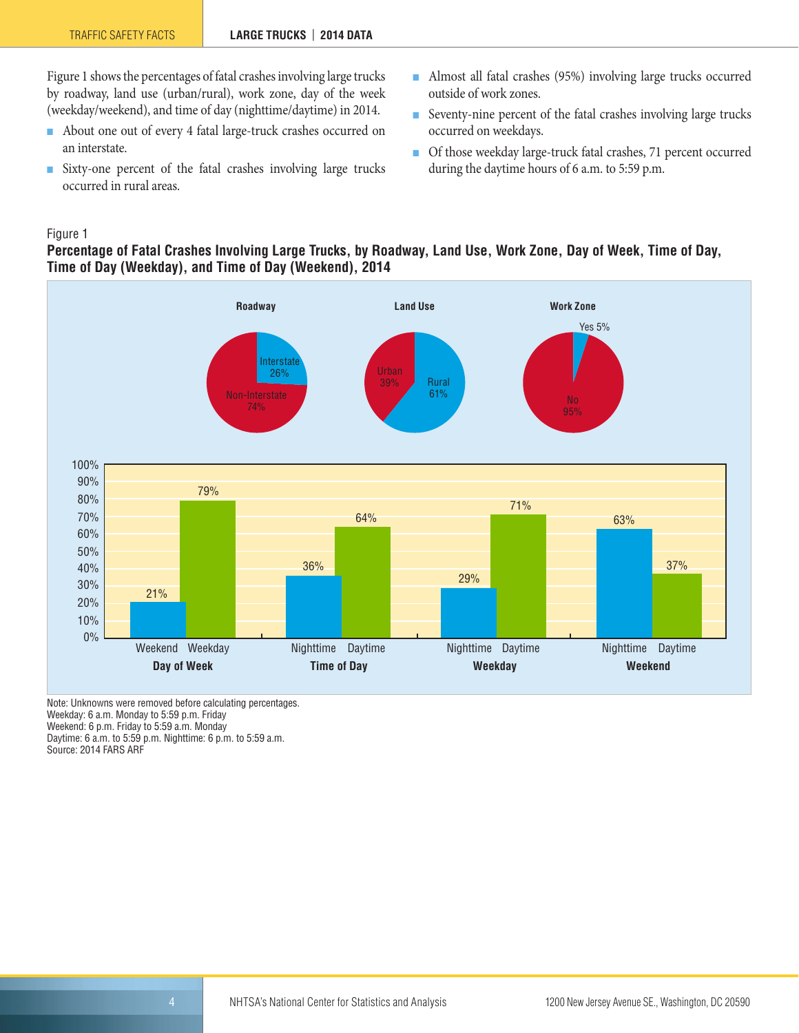Figure 1 shows the percentages of fatal crashes involving large trucks by roadway, land use (urban/rural), work zone, day of the week (weekday/weekend), and time of day (nighttime/daytime) in 2014.

- About one out of every 4 fatal large-truck crashes occurred on an interstate.
- Sixty-one percent of the fatal crashes involving large trucks occurred in rural areas.
- Almost all fatal crashes (95%) involving large trucks occurred outside of work zones.
- Seventy-nine percent of the fatal crashes involving large trucks occurred on weekdays.
- Of those weekday large-truck fatal crashes, 71 percent occurred during the daytime hours of 6 a.m. to 5:59 p.m.

Figure 1

**Percentage of Fatal Crashes Involving Large Trucks, by Roadway, Land Use, Work Zone, Day of Week, Time of Day, Time of Day (Weekday), and Time of Day (Weekend), 2014**

| Category | Value | Percent |
|---|---|---|
| Roadway | Interstate | 26% |
| Roadway | Non-Interstate | 74% |
| Land Use | Urban | 39% |
| Land Use | Rural | 61% |
| Work Zone | Yes | 5% |
| Work Zone | No | 95% |
| Day of Week | Weekend | 21% |
| Day of Week | Weekday | 79% |
| Time of Day | Nighttime | 36% |
| Time of Day | Daytime | 64% |
| Weekday | Nighttime | 29% |
| Weekday | Daytime | 71% |
| Weekend | Nighttime | 63% |
| Weekend | Daytime | 37% |

Note: Unknowns were removed before calculating percentages.
Weekday: 6 a.m. Monday to 5:59 p.m. Friday
Weekend: 6 p.m. Friday to 5:59 a.m. Monday
Daytime: 6 a.m. to 5:59 p.m. Nighttime: 6 p.m. to 5:59 a.m.
Source: 2014 FARS ARF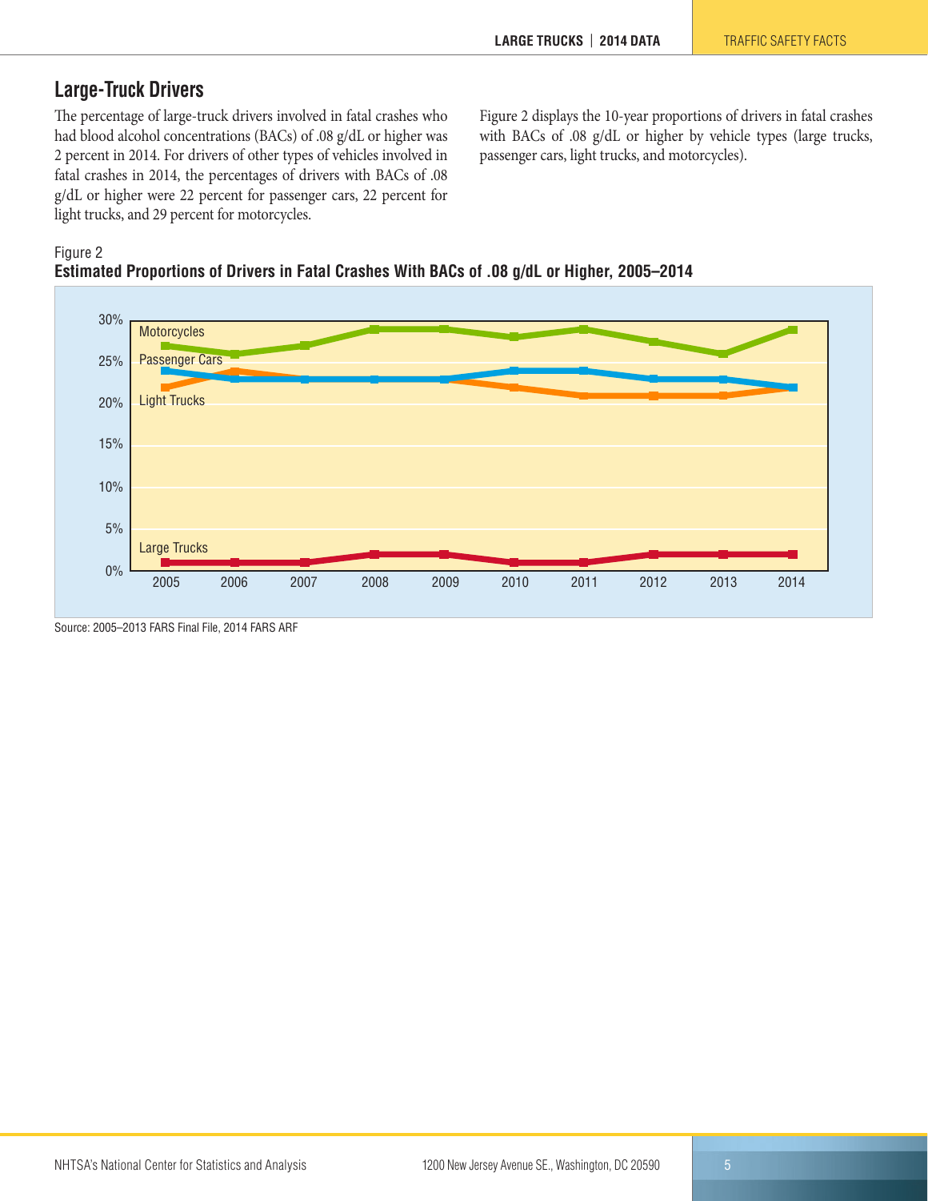## Large-Truck Drivers

The percentage of large-truck drivers involved in fatal crashes who had blood alcohol concentrations (BACs) of .08 g/dL or higher was 2 percent in 2014. For drivers of other types of vehicles involved in fatal crashes in 2014, the percentages of drivers with BACs of .08 g/dL or higher were 22 percent for passenger cars, 22 percent for light trucks, and 29 percent for motorcycles.

Figure 2 displays the 10-year proportions of drivers in fatal crashes with BACs of .08 g/dL or higher by vehicle types (large trucks, passenger cars, light trucks, and motorcycles).

Figure 2
**Estimated Proportions of Drivers in Fatal Crashes With BACs of .08 g/dL or Higher, 2005–2014**

Source: 2005–2013 FARS Final File, 2014 FARS ARF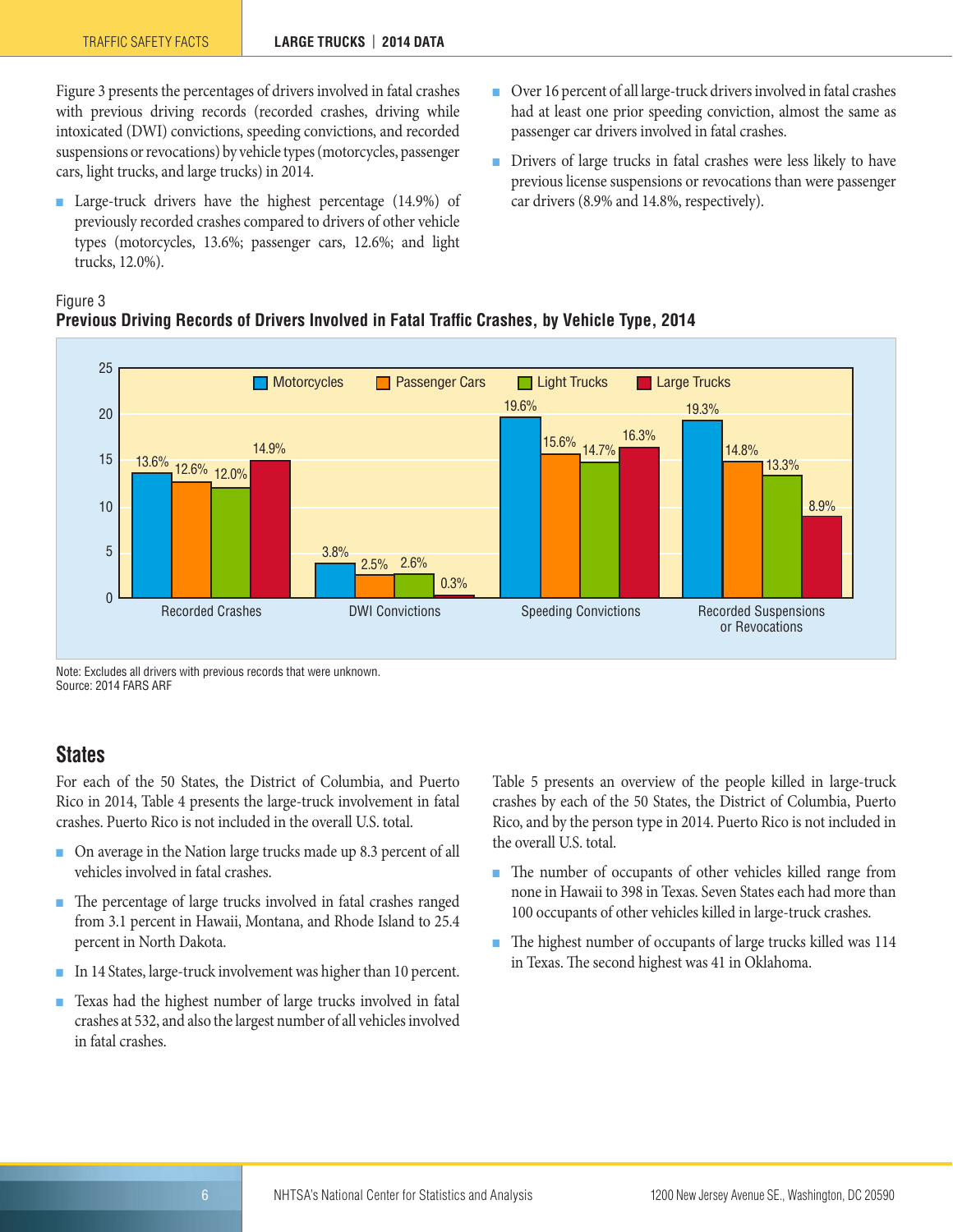Figure 3 presents the percentages of drivers involved in fatal crashes with previous driving records (recorded crashes, driving while intoxicated (DWI) convictions, speeding convictions, and recorded suspensions or revocations) by vehicle types (motorcycles, passenger cars, light trucks, and large trucks) in 2014.

- Large-truck drivers have the highest percentage (14.9%) of previously recorded crashes compared to drivers of other vehicle types (motorcycles, 13.6%; passenger cars, 12.6%; and light trucks, 12.0%).
- Over 16 percent of all large-truck drivers involved in fatal crashes had at least one prior speeding conviction, almost the same as passenger car drivers involved in fatal crashes.
- Drivers of large trucks in fatal crashes were less likely to have previous license suspensions or revocations than were passenger car drivers (8.9% and 14.8%, respectively).

Figure 3
**Previous Driving Records of Drivers Involved in Fatal Traffic Crashes, by Vehicle Type, 2014**

| | Motorcycles | Passenger Cars | Light Trucks | Large Trucks |
|---|---|---|---|---|
| Recorded Crashes | 13.6% | 12.6% | 12.0% | 14.9% |
| DWI Convictions | 3.8% | 2.5% | 2.6% | 0.3% |
| Speeding Convictions | 19.6% | 15.6% | 14.7% | 16.3% |
| Recorded Suspensions or Revocations | 19.3% | 14.8% | 13.3% | 8.9% |

Note: Excludes all drivers with previous records that were unknown.
Source: 2014 FARS ARF

## States

For each of the 50 States, the District of Columbia, and Puerto Rico in 2014, Table 4 presents the large-truck involvement in fatal crashes. Puerto Rico is not included in the overall U.S. total.

- On average in the Nation large trucks made up 8.3 percent of all vehicles involved in fatal crashes.
- The percentage of large trucks involved in fatal crashes ranged from 3.1 percent in Hawaii, Montana, and Rhode Island to 25.4 percent in North Dakota.
- In 14 States, large-truck involvement was higher than 10 percent.
- Texas had the highest number of large trucks involved in fatal crashes at 532, and also the largest number of all vehicles involved in fatal crashes.

Table 5 presents an overview of the people killed in large-truck crashes by each of the 50 States, the District of Columbia, Puerto Rico, and by the person type in 2014. Puerto Rico is not included in the overall U.S. total.

- The number of occupants of other vehicles killed range from none in Hawaii to 398 in Texas. Seven States each had more than 100 occupants of other vehicles killed in large-truck crashes.
- The highest number of occupants of large trucks killed was 114 in Texas. The second highest was 41 in Oklahoma.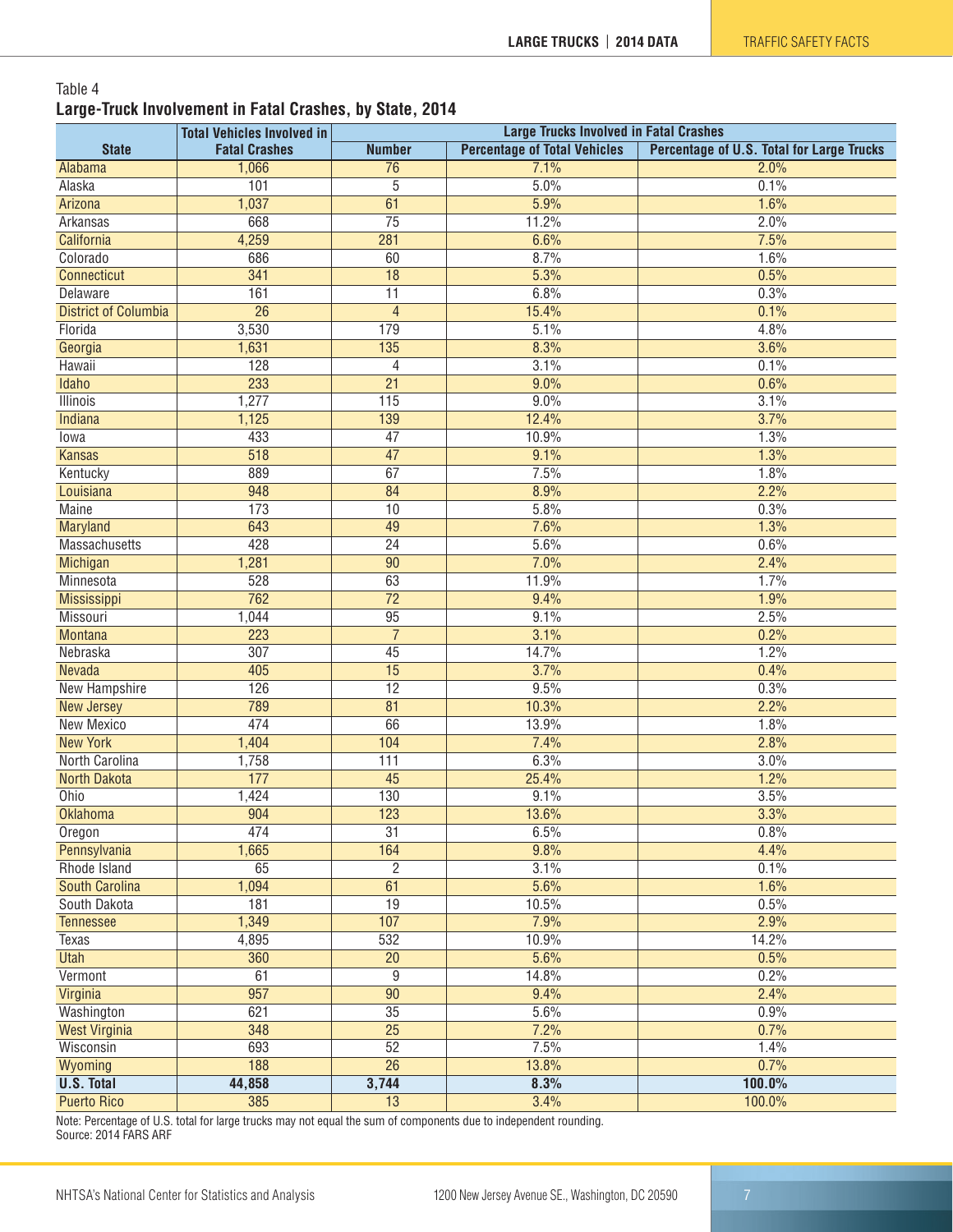Table 4

**Large-Truck Involvement in Fatal Crashes, by State, 2014**

| State | Total Vehicles Involved in Fatal Crashes | Large Trucks Involved in Fatal Crashes | | |
|---|---|---|---|---|
| | | Number | Percentage of Total Vehicles | Percentage of U.S. Total for Large Trucks |
| Alabama | 1,066 | 76 | 7.1% | 2.0% |
| Alaska | 101 | 5 | 5.0% | 0.1% |
| Arizona | 1,037 | 61 | 5.9% | 1.6% |
| Arkansas | 668 | 75 | 11.2% | 2.0% |
| California | 4,259 | 281 | 6.6% | 7.5% |
| Colorado | 686 | 60 | 8.7% | 1.6% |
| Connecticut | 341 | 18 | 5.3% | 0.5% |
| Delaware | 161 | 11 | 6.8% | 0.3% |
| District of Columbia | 26 | 4 | 15.4% | 0.1% |
| Florida | 3,530 | 179 | 5.1% | 4.8% |
| Georgia | 1,631 | 135 | 8.3% | 3.6% |
| Hawaii | 128 | 4 | 3.1% | 0.1% |
| Idaho | 233 | 21 | 9.0% | 0.6% |
| Illinois | 1,277 | 115 | 9.0% | 3.1% |
| Indiana | 1,125 | 139 | 12.4% | 3.7% |
| Iowa | 433 | 47 | 10.9% | 1.3% |
| Kansas | 518 | 47 | 9.1% | 1.3% |
| Kentucky | 889 | 67 | 7.5% | 1.8% |
| Louisiana | 948 | 84 | 8.9% | 2.2% |
| Maine | 173 | 10 | 5.8% | 0.3% |
| Maryland | 643 | 49 | 7.6% | 1.3% |
| Massachusetts | 428 | 24 | 5.6% | 0.6% |
| Michigan | 1,281 | 90 | 7.0% | 2.4% |
| Minnesota | 528 | 63 | 11.9% | 1.7% |
| Mississippi | 762 | 72 | 9.4% | 1.9% |
| Missouri | 1,044 | 95 | 9.1% | 2.5% |
| Montana | 223 | 7 | 3.1% | 0.2% |
| Nebraska | 307 | 45 | 14.7% | 1.2% |
| Nevada | 405 | 15 | 3.7% | 0.4% |
| New Hampshire | 126 | 12 | 9.5% | 0.3% |
| New Jersey | 789 | 81 | 10.3% | 2.2% |
| New Mexico | 474 | 66 | 13.9% | 1.8% |
| New York | 1,404 | 104 | 7.4% | 2.8% |
| North Carolina | 1,758 | 111 | 6.3% | 3.0% |
| North Dakota | 177 | 45 | 25.4% | 1.2% |
| Ohio | 1,424 | 130 | 9.1% | 3.5% |
| Oklahoma | 904 | 123 | 13.6% | 3.3% |
| Oregon | 474 | 31 | 6.5% | 0.8% |
| Pennsylvania | 1,665 | 164 | 9.8% | 4.4% |
| Rhode Island | 65 | 2 | 3.1% | 0.1% |
| South Carolina | 1,094 | 61 | 5.6% | 1.6% |
| South Dakota | 181 | 19 | 10.5% | 0.5% |
| Tennessee | 1,349 | 107 | 7.9% | 2.9% |
| Texas | 4,895 | 532 | 10.9% | 14.2% |
| Utah | 360 | 20 | 5.6% | 0.5% |
| Vermont | 61 | 9 | 14.8% | 0.2% |
| Virginia | 957 | 90 | 9.4% | 2.4% |
| Washington | 621 | 35 | 5.6% | 0.9% |
| West Virginia | 348 | 25 | 7.2% | 0.7% |
| Wisconsin | 693 | 52 | 7.5% | 1.4% |
| Wyoming | 188 | 26 | 13.8% | 0.7% |
| **U.S. Total** | **44,858** | **3,744** | **8.3%** | **100.0%** |
| Puerto Rico | 385 | 13 | 3.4% | 100.0% |

Note: Percentage of U.S. total for large trucks may not equal the sum of components due to independent rounding.
Source: 2014 FARS ARF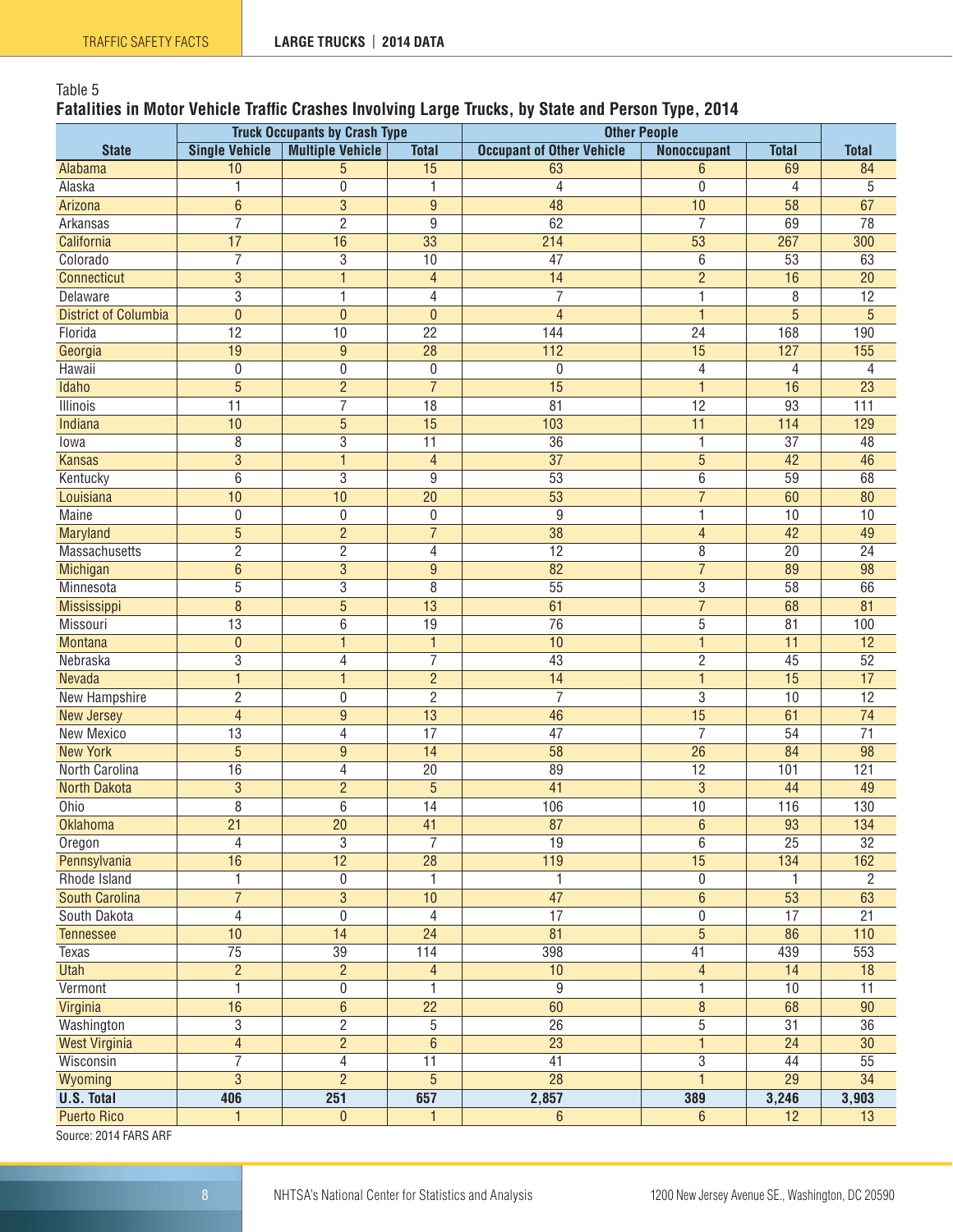Table 5

**Fatalities in Motor Vehicle Traffic Crashes Involving Large Trucks, by State and Person Type, 2014**

| State | Truck Occupants by Crash Type | | | Other People | | | Total |
|---|---|---|---|---|---|---|---|
| | Single Vehicle | Multiple Vehicle | Total | Occupant of Other Vehicle | Nonoccupant | Total | |
| Alabama | 10 | 5 | 15 | 63 | 6 | 69 | 84 |
| Alaska | 1 | 0 | 1 | 4 | 0 | 4 | 5 |
| Arizona | 6 | 3 | 9 | 48 | 10 | 58 | 67 |
| Arkansas | 7 | 2 | 9 | 62 | 7 | 69 | 78 |
| California | 17 | 16 | 33 | 214 | 53 | 267 | 300 |
| Colorado | 7 | 3 | 10 | 47 | 6 | 53 | 63 |
| Connecticut | 3 | 1 | 4 | 14 | 2 | 16 | 20 |
| Delaware | 3 | 1 | 4 | 7 | 1 | 8 | 12 |
| District of Columbia | 0 | 0 | 0 | 4 | 1 | 5 | 5 |
| Florida | 12 | 10 | 22 | 144 | 24 | 168 | 190 |
| Georgia | 19 | 9 | 28 | 112 | 15 | 127 | 155 |
| Hawaii | 0 | 0 | 0 | 0 | 4 | 4 | 4 |
| Idaho | 5 | 2 | 7 | 15 | 1 | 16 | 23 |
| Illinois | 11 | 7 | 18 | 81 | 12 | 93 | 111 |
| Indiana | 10 | 5 | 15 | 103 | 11 | 114 | 129 |
| Iowa | 8 | 3 | 11 | 36 | 1 | 37 | 48 |
| Kansas | 3 | 1 | 4 | 37 | 5 | 42 | 46 |
| Kentucky | 6 | 3 | 9 | 53 | 6 | 59 | 68 |
| Louisiana | 10 | 10 | 20 | 53 | 7 | 60 | 80 |
| Maine | 0 | 0 | 0 | 9 | 1 | 10 | 10 |
| Maryland | 5 | 2 | 7 | 38 | 4 | 42 | 49 |
| Massachusetts | 2 | 2 | 4 | 12 | 8 | 20 | 24 |
| Michigan | 6 | 3 | 9 | 82 | 7 | 89 | 98 |
| Minnesota | 5 | 3 | 8 | 55 | 3 | 58 | 66 |
| Mississippi | 8 | 5 | 13 | 61 | 7 | 68 | 81 |
| Missouri | 13 | 6 | 19 | 76 | 5 | 81 | 100 |
| Montana | 0 | 1 | 1 | 10 | 1 | 11 | 12 |
| Nebraska | 3 | 4 | 7 | 43 | 2 | 45 | 52 |
| Nevada | 1 | 1 | 2 | 14 | 1 | 15 | 17 |
| New Hampshire | 2 | 0 | 2 | 7 | 3 | 10 | 12 |
| New Jersey | 4 | 9 | 13 | 46 | 15 | 61 | 74 |
| New Mexico | 13 | 4 | 17 | 47 | 7 | 54 | 71 |
| New York | 5 | 9 | 14 | 58 | 26 | 84 | 98 |
| North Carolina | 16 | 4 | 20 | 89 | 12 | 101 | 121 |
| North Dakota | 3 | 2 | 5 | 41 | 3 | 44 | 49 |
| Ohio | 8 | 6 | 14 | 106 | 10 | 116 | 130 |
| Oklahoma | 21 | 20 | 41 | 87 | 6 | 93 | 134 |
| Oregon | 4 | 3 | 7 | 19 | 6 | 25 | 32 |
| Pennsylvania | 16 | 12 | 28 | 119 | 15 | 134 | 162 |
| Rhode Island | 1 | 0 | 1 | 1 | 0 | 1 | 2 |
| South Carolina | 7 | 3 | 10 | 47 | 6 | 53 | 63 |
| South Dakota | 4 | 0 | 4 | 17 | 0 | 17 | 21 |
| Tennessee | 10 | 14 | 24 | 81 | 5 | 86 | 110 |
| Texas | 75 | 39 | 114 | 398 | 41 | 439 | 553 |
| Utah | 2 | 2 | 4 | 10 | 4 | 14 | 18 |
| Vermont | 1 | 0 | 1 | 9 | 1 | 10 | 11 |
| Virginia | 16 | 6 | 22 | 60 | 8 | 68 | 90 |
| Washington | 3 | 2 | 5 | 26 | 5 | 31 | 36 |
| West Virginia | 4 | 2 | 6 | 23 | 1 | 24 | 30 |
| Wisconsin | 7 | 4 | 11 | 41 | 3 | 44 | 55 |
| Wyoming | 3 | 2 | 5 | 28 | 1 | 29 | 34 |
| **U.S. Total** | **406** | **251** | **657** | **2,857** | **389** | **3,246** | **3,903** |
| Puerto Rico | 1 | 0 | 1 | 6 | 6 | 12 | 13 |

Source: 2014 FARS ARF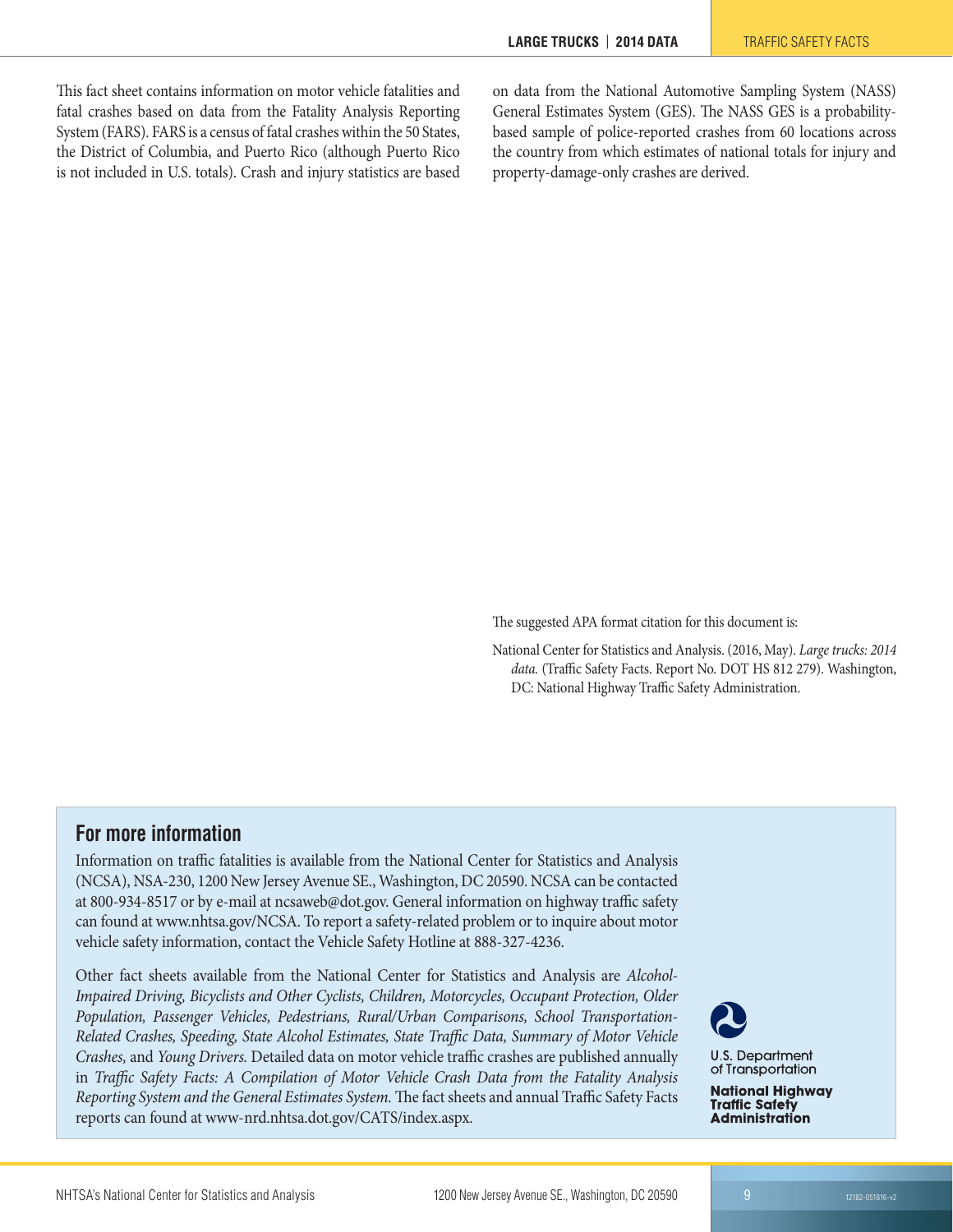This fact sheet contains information on motor vehicle fatalities and fatal crashes based on data from the Fatality Analysis Reporting System (FARS). FARS is a census of fatal crashes within the 50 States, the District of Columbia, and Puerto Rico (although Puerto Rico is not included in U.S. totals). Crash and injury statistics are based on data from the National Automotive Sampling System (NASS) General Estimates System (GES). The NASS GES is a probability-based sample of police-reported crashes from 60 locations across the country from which estimates of national totals for injury and property-damage-only crashes are derived.

The suggested APA format citation for this document is:

National Center for Statistics and Analysis. (2016, May). *Large trucks: 2014 data.* (Traffic Safety Facts. Report No. DOT HS 812 279). Washington, DC: National Highway Traffic Safety Administration.

## For more information

Information on traffic fatalities is available from the National Center for Statistics and Analysis (NCSA), NSA-230, 1200 New Jersey Avenue SE., Washington, DC 20590. NCSA can be contacted at 800-934-8517 or by e-mail at ncsaweb@dot.gov. General information on highway traffic safety can found at www.nhtsa.gov/NCSA. To report a safety-related problem or to inquire about motor vehicle safety information, contact the Vehicle Safety Hotline at 888-327-4236.

Other fact sheets available from the National Center for Statistics and Analysis are *Alcohol-Impaired Driving, Bicyclists and Other Cyclists, Children, Motorcycles, Occupant Protection, Older Population, Passenger Vehicles, Pedestrians, Rural/Urban Comparisons, School Transportation-Related Crashes, Speeding, State Alcohol Estimates, State Traffic Data, Summary of Motor Vehicle Crashes,* and *Young Drivers.* Detailed data on motor vehicle traffic crashes are published annually in *Traffic Safety Facts: A Compilation of Motor Vehicle Crash Data from the Fatality Analysis Reporting System and the General Estimates System.* The fact sheets and annual Traffic Safety Facts reports can found at www-nrd.nhtsa.gov/CATS/index.aspx.

U.S. Department of Transportation

National Highway Traffic Safety Administration